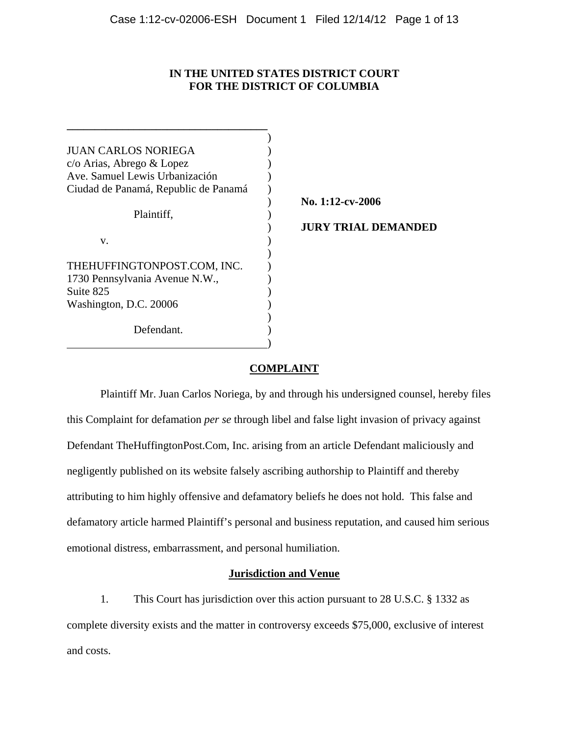**IN THE UNITED STATES DISTRICT COURT**
**FOR THE DISTRICT OF COLUMBIA**

JUAN CARLOS NORIEGA
c/o Arias, Abrego & Lopez
Ave. Samuel Lewis Urbanización
Ciudad de Panamá, Republic de Panamá

Plaintiff,

v.

THEHUFFINGTONPOST.COM, INC.
1730 Pennsylvania Avenue N.W.,
Suite 825
Washington, D.C. 20006

Defendant.

**No. 1:12-cv-2006**

**JURY TRIAL DEMANDED**

## COMPLAINT

Plaintiff Mr. Juan Carlos Noriega, by and through his undersigned counsel, hereby files this Complaint for defamation *per se* through libel and false light invasion of privacy against Defendant TheHuffingtonPost.Com, Inc. arising from an article Defendant maliciously and negligently published on its website falsely ascribing authorship to Plaintiff and thereby attributing to him highly offensive and defamatory beliefs he does not hold. This false and defamatory article harmed Plaintiff's personal and business reputation, and caused him serious emotional distress, embarrassment, and personal humiliation.

## Jurisdiction and Venue

1. This Court has jurisdiction over this action pursuant to 28 U.S.C. § 1332 as complete diversity exists and the matter in controversy exceeds $75,000, exclusive of interest and costs.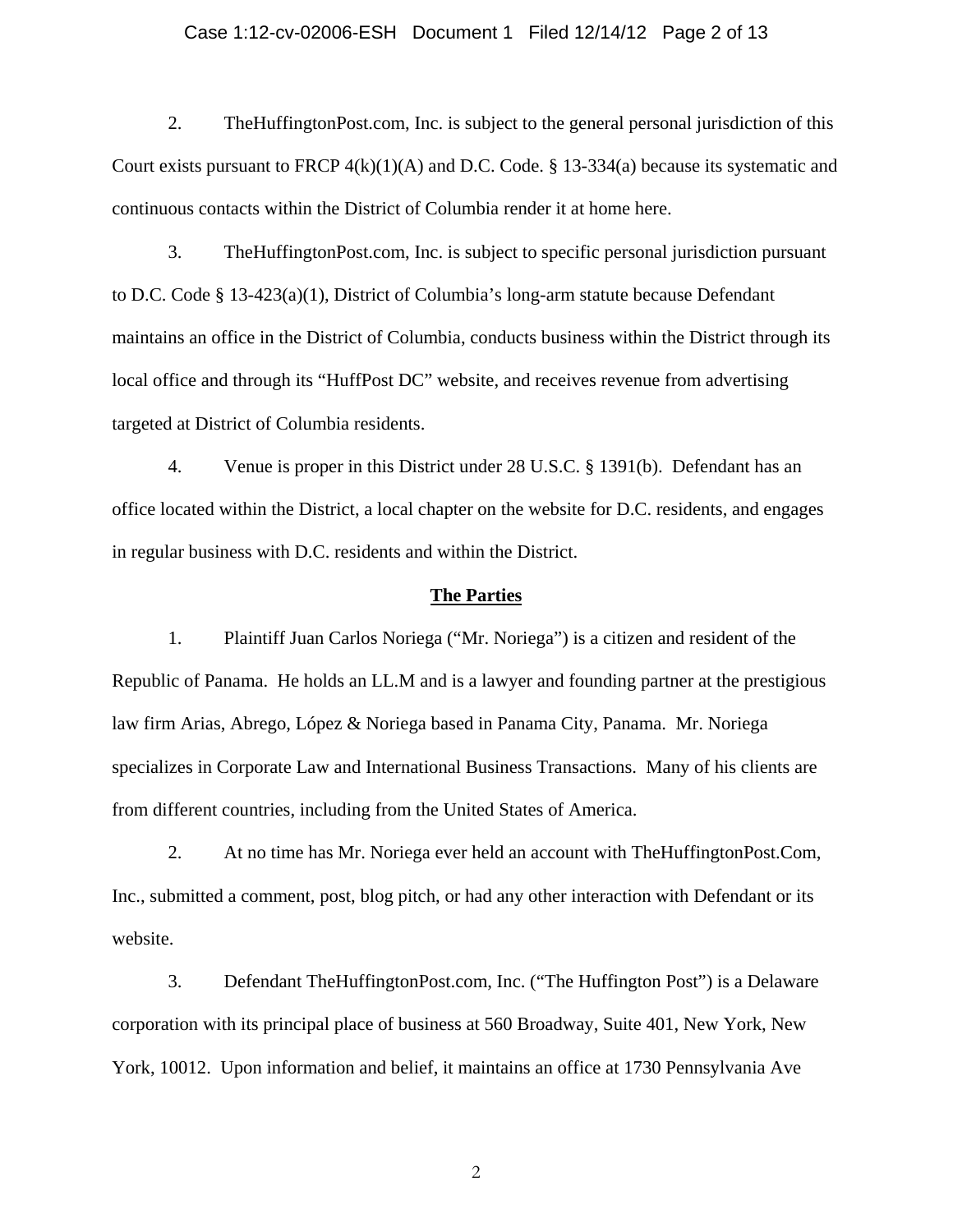2. TheHuffingtonPost.com, Inc. is subject to the general personal jurisdiction of this Court exists pursuant to FRCP 4(k)(1)(A) and D.C. Code. § 13-334(a) because its systematic and continuous contacts within the District of Columbia render it at home here.

3. TheHuffingtonPost.com, Inc. is subject to specific personal jurisdiction pursuant to D.C. Code § 13-423(a)(1), District of Columbia's long-arm statute because Defendant maintains an office in the District of Columbia, conducts business within the District through its local office and through its "HuffPost DC" website, and receives revenue from advertising targeted at District of Columbia residents.

4. Venue is proper in this District under 28 U.S.C. § 1391(b). Defendant has an office located within the District, a local chapter on the website for D.C. residents, and engages in regular business with D.C. residents and within the District.

## The Parties

1. Plaintiff Juan Carlos Noriega ("Mr. Noriega") is a citizen and resident of the Republic of Panama. He holds an LL.M and is a lawyer and founding partner at the prestigious law firm Arias, Abrego, López & Noriega based in Panama City, Panama. Mr. Noriega specializes in Corporate Law and International Business Transactions. Many of his clients are from different countries, including from the United States of America.

2. At no time has Mr. Noriega ever held an account with TheHuffingtonPost.Com, Inc., submitted a comment, post, blog pitch, or had any other interaction with Defendant or its website.

3. Defendant TheHuffingtonPost.com, Inc. ("The Huffington Post") is a Delaware corporation with its principal place of business at 560 Broadway, Suite 401, New York, New York, 10012. Upon information and belief, it maintains an office at 1730 Pennsylvania Ave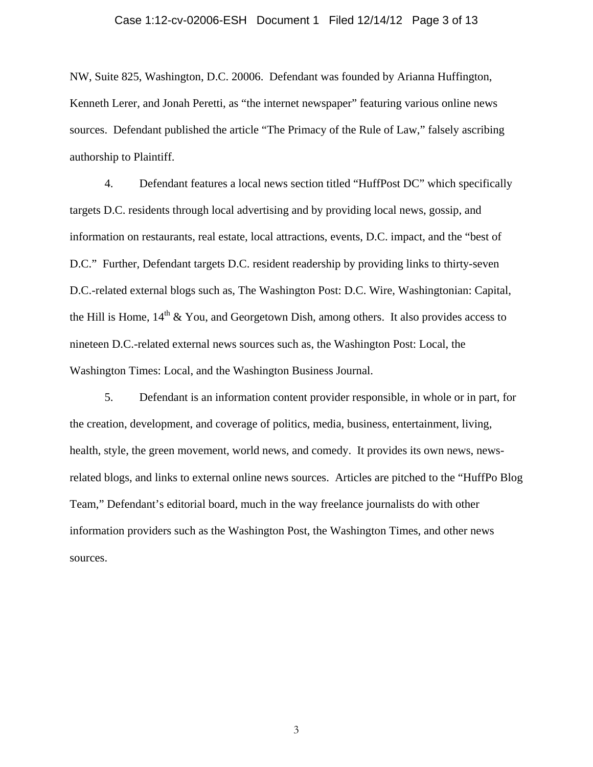NW, Suite 825, Washington, D.C. 20006. Defendant was founded by Arianna Huffington, Kenneth Lerer, and Jonah Peretti, as "the internet newspaper" featuring various online news sources. Defendant published the article "The Primacy of the Rule of Law," falsely ascribing authorship to Plaintiff.

4. Defendant features a local news section titled "HuffPost DC" which specifically targets D.C. residents through local advertising and by providing local news, gossip, and information on restaurants, real estate, local attractions, events, D.C. impact, and the "best of D.C." Further, Defendant targets D.C. resident readership by providing links to thirty-seven D.C.-related external blogs such as, The Washington Post: D.C. Wire, Washingtonian: Capital, the Hill is Home, 14th & You, and Georgetown Dish, among others. It also provides access to nineteen D.C.-related external news sources such as, the Washington Post: Local, the Washington Times: Local, and the Washington Business Journal.

5. Defendant is an information content provider responsible, in whole or in part, for the creation, development, and coverage of politics, media, business, entertainment, living, health, style, the green movement, world news, and comedy. It provides its own news, news-related blogs, and links to external online news sources. Articles are pitched to the "HuffPo Blog Team," Defendant's editorial board, much in the way freelance journalists do with other information providers such as the Washington Post, the Washington Times, and other news sources.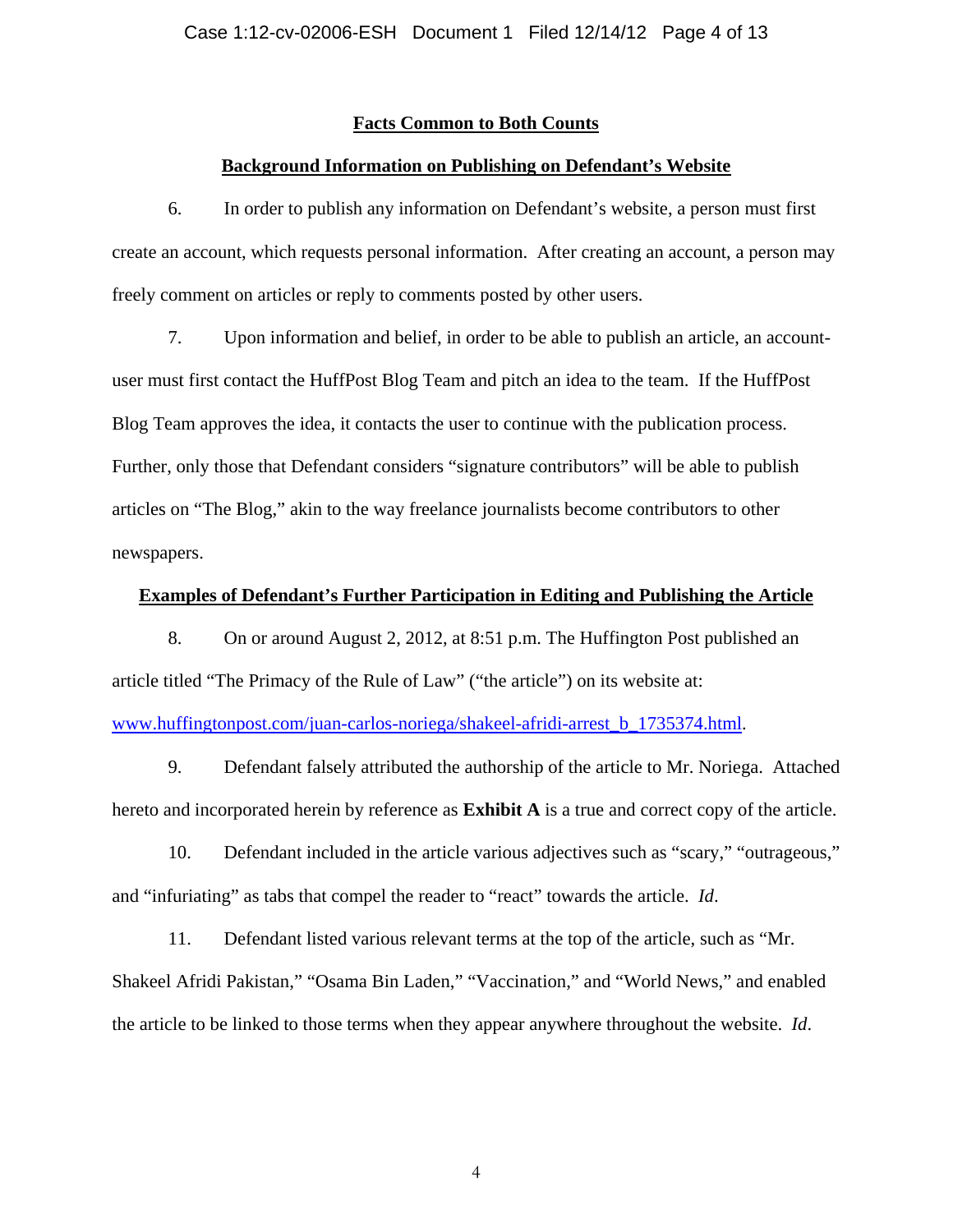## Facts Common to Both Counts

### Background Information on Publishing on Defendant's Website

6. In order to publish any information on Defendant's website, a person must first create an account, which requests personal information. After creating an account, a person may freely comment on articles or reply to comments posted by other users.

7. Upon information and belief, in order to be able to publish an article, an account-user must first contact the HuffPost Blog Team and pitch an idea to the team. If the HuffPost Blog Team approves the idea, it contacts the user to continue with the publication process. Further, only those that Defendant considers "signature contributors" will be able to publish articles on "The Blog," akin to the way freelance journalists become contributors to other newspapers.

### Examples of Defendant's Further Participation in Editing and Publishing the Article

8. On or around August 2, 2012, at 8:51 p.m. The Huffington Post published an article titled "The Primacy of the Rule of Law" ("the article") on its website at: www.huffingtonpost.com/juan-carlos-noriega/shakeel-afridi-arrest_b_1735374.html.

9. Defendant falsely attributed the authorship of the article to Mr. Noriega. Attached hereto and incorporated herein by reference as **Exhibit A** is a true and correct copy of the article.

10. Defendant included in the article various adjectives such as "scary," "outrageous," and "infuriating" as tabs that compel the reader to "react" towards the article. *Id*.

11. Defendant listed various relevant terms at the top of the article, such as "Mr. Shakeel Afridi Pakistan," "Osama Bin Laden," "Vaccination," and "World News," and enabled the article to be linked to those terms when they appear anywhere throughout the website. *Id*.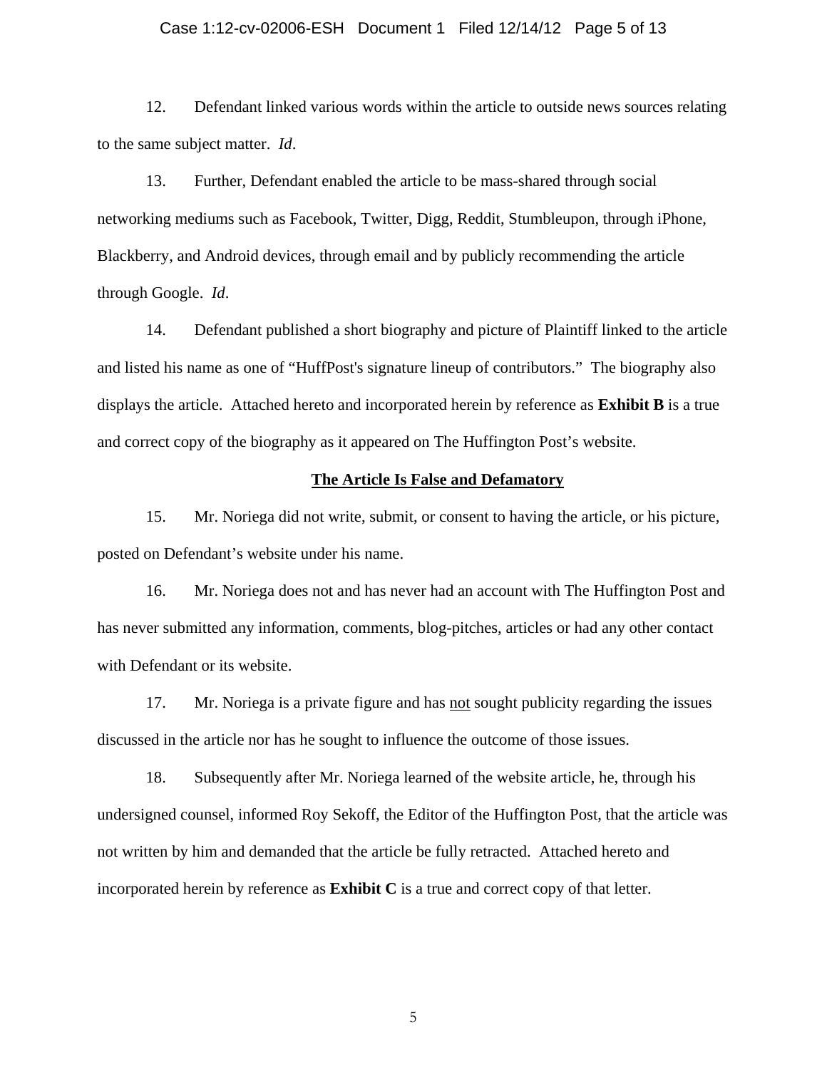12. Defendant linked various words within the article to outside news sources relating to the same subject matter. *Id*.

13. Further, Defendant enabled the article to be mass-shared through social networking mediums such as Facebook, Twitter, Digg, Reddit, Stumbleupon, through iPhone, Blackberry, and Android devices, through email and by publicly recommending the article through Google. *Id*.

14. Defendant published a short biography and picture of Plaintiff linked to the article and listed his name as one of "HuffPost's signature lineup of contributors." The biography also displays the article. Attached hereto and incorporated herein by reference as **Exhibit B** is a true and correct copy of the biography as it appeared on The Huffington Post's website.

## The Article Is False and Defamatory

15. Mr. Noriega did not write, submit, or consent to having the article, or his picture, posted on Defendant's website under his name.

16. Mr. Noriega does not and has never had an account with The Huffington Post and has never submitted any information, comments, blog-pitches, articles or had any other contact with Defendant or its website.

17. Mr. Noriega is a private figure and has <u>not</u> sought publicity regarding the issues discussed in the article nor has he sought to influence the outcome of those issues.

18. Subsequently after Mr. Noriega learned of the website article, he, through his undersigned counsel, informed Roy Sekoff, the Editor of the Huffington Post, that the article was not written by him and demanded that the article be fully retracted. Attached hereto and incorporated herein by reference as **Exhibit C** is a true and correct copy of that letter.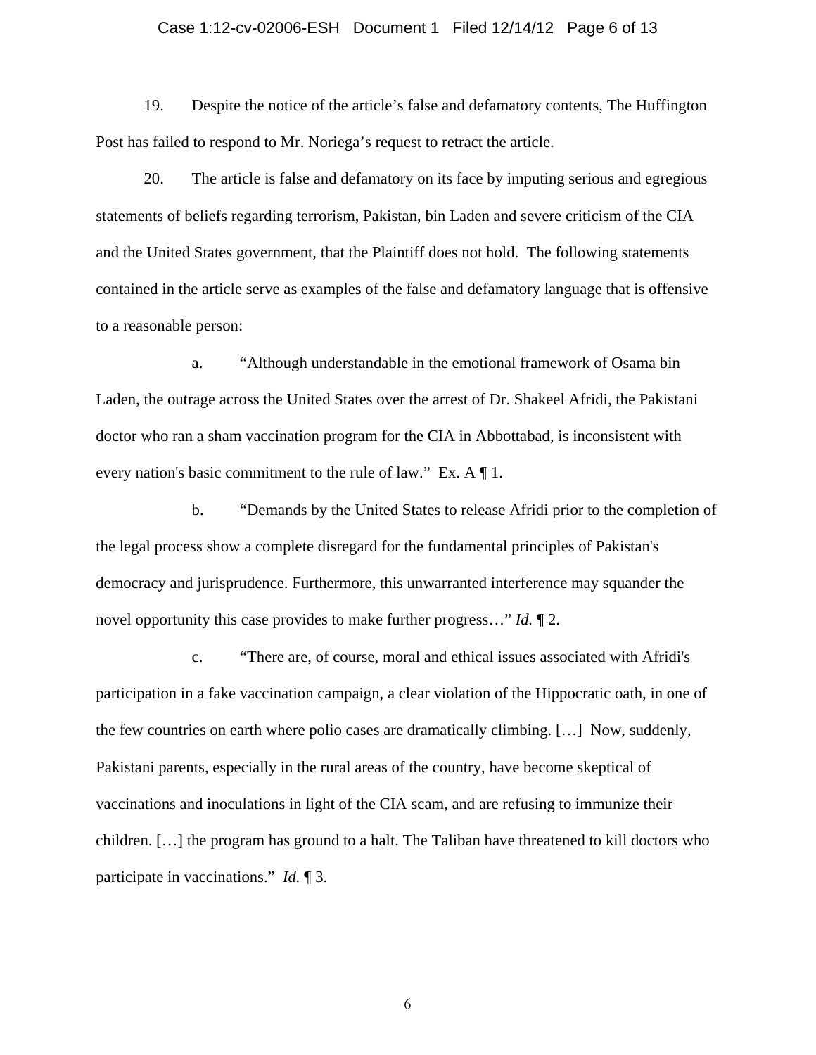19. Despite the notice of the article's false and defamatory contents, The Huffington Post has failed to respond to Mr. Noriega's request to retract the article.

20. The article is false and defamatory on its face by imputing serious and egregious statements of beliefs regarding terrorism, Pakistan, bin Laden and severe criticism of the CIA and the United States government, that the Plaintiff does not hold. The following statements contained in the article serve as examples of the false and defamatory language that is offensive to a reasonable person:

a. "Although understandable in the emotional framework of Osama bin Laden, the outrage across the United States over the arrest of Dr. Shakeel Afridi, the Pakistani doctor who ran a sham vaccination program for the CIA in Abbottabad, is inconsistent with every nation's basic commitment to the rule of law." Ex. A ¶ 1.

b. "Demands by the United States to release Afridi prior to the completion of the legal process show a complete disregard for the fundamental principles of Pakistan's democracy and jurisprudence. Furthermore, this unwarranted interference may squander the novel opportunity this case provides to make further progress…" *Id.* ¶ 2.

c. "There are, of course, moral and ethical issues associated with Afridi's participation in a fake vaccination campaign, a clear violation of the Hippocratic oath, in one of the few countries on earth where polio cases are dramatically climbing. […] Now, suddenly, Pakistani parents, especially in the rural areas of the country, have become skeptical of vaccinations and inoculations in light of the CIA scam, and are refusing to immunize their children. […] the program has ground to a halt. The Taliban have threatened to kill doctors who participate in vaccinations." *Id.* ¶ 3.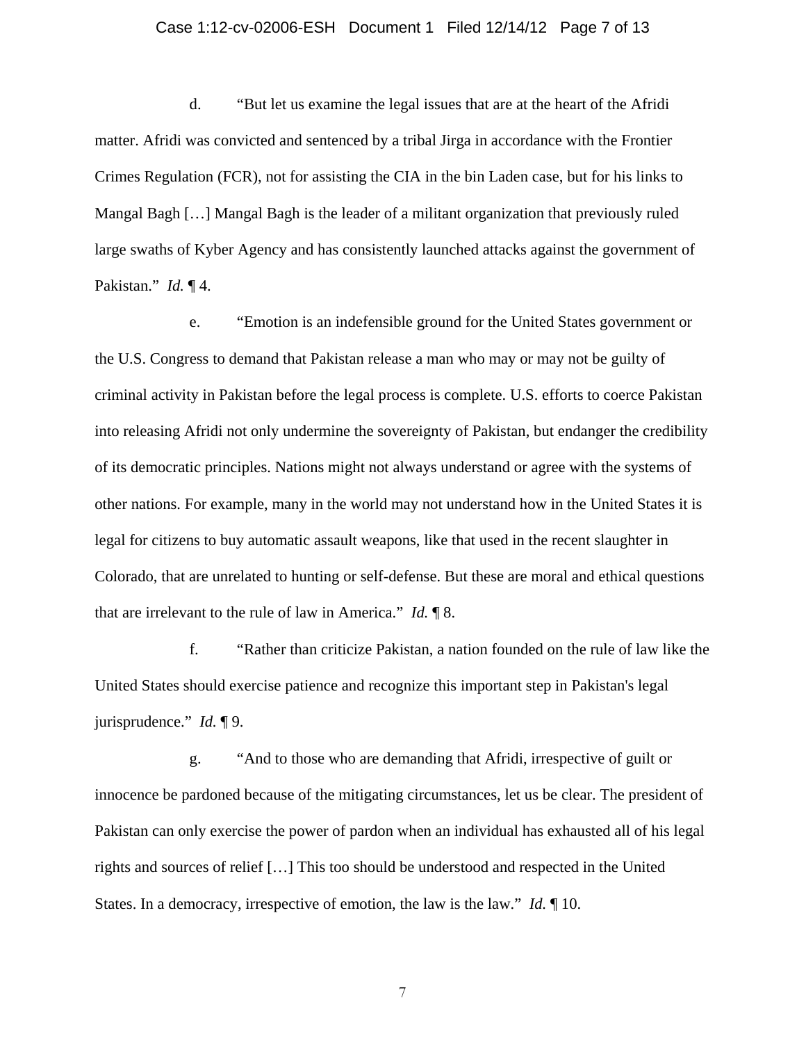d. “But let us examine the legal issues that are at the heart of the Afridi matter. Afridi was convicted and sentenced by a tribal Jirga in accordance with the Frontier Crimes Regulation (FCR), not for assisting the CIA in the bin Laden case, but for his links to Mangal Bagh […] Mangal Bagh is the leader of a militant organization that previously ruled large swaths of Kyber Agency and has consistently launched attacks against the government of Pakistan.” *Id.* ¶ 4.

e. “Emotion is an indefensible ground for the United States government or the U.S. Congress to demand that Pakistan release a man who may or may not be guilty of criminal activity in Pakistan before the legal process is complete. U.S. efforts to coerce Pakistan into releasing Afridi not only undermine the sovereignty of Pakistan, but endanger the credibility of its democratic principles. Nations might not always understand or agree with the systems of other nations. For example, many in the world may not understand how in the United States it is legal for citizens to buy automatic assault weapons, like that used in the recent slaughter in Colorado, that are unrelated to hunting or self-defense. But these are moral and ethical questions that are irrelevant to the rule of law in America.” *Id.* ¶ 8.

f. “Rather than criticize Pakistan, a nation founded on the rule of law like the United States should exercise patience and recognize this important step in Pakistan's legal jurisprudence.” *Id.* ¶ 9.

g. “And to those who are demanding that Afridi, irrespective of guilt or innocence be pardoned because of the mitigating circumstances, let us be clear. The president of Pakistan can only exercise the power of pardon when an individual has exhausted all of his legal rights and sources of relief […] This too should be understood and respected in the United States. In a democracy, irrespective of emotion, the law is the law.” *Id.* ¶ 10.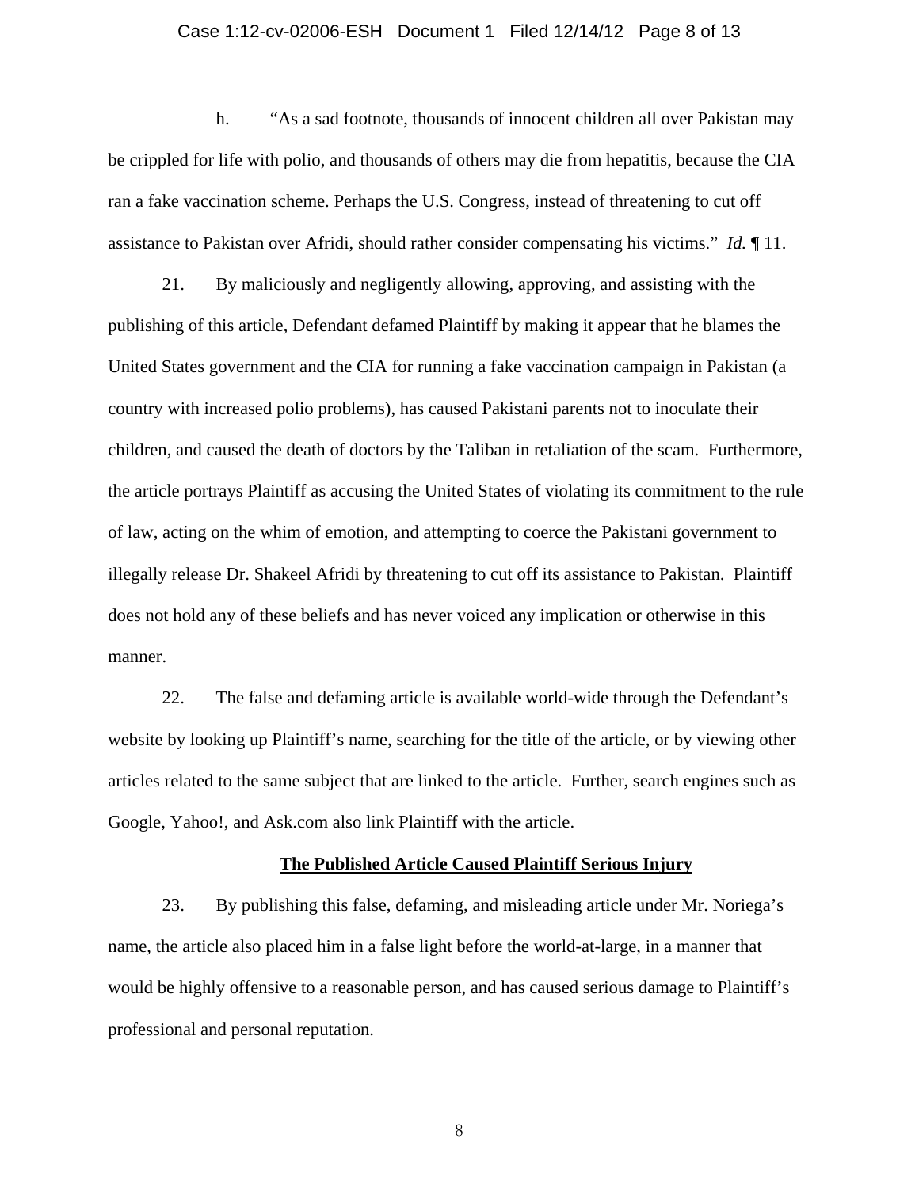h. "As a sad footnote, thousands of innocent children all over Pakistan may be crippled for life with polio, and thousands of others may die from hepatitis, because the CIA ran a fake vaccination scheme. Perhaps the U.S. Congress, instead of threatening to cut off assistance to Pakistan over Afridi, should rather consider compensating his victims." *Id.* ¶ 11.

21. By maliciously and negligently allowing, approving, and assisting with the publishing of this article, Defendant defamed Plaintiff by making it appear that he blames the United States government and the CIA for running a fake vaccination campaign in Pakistan (a country with increased polio problems), has caused Pakistani parents not to inoculate their children, and caused the death of doctors by the Taliban in retaliation of the scam. Furthermore, the article portrays Plaintiff as accusing the United States of violating its commitment to the rule of law, acting on the whim of emotion, and attempting to coerce the Pakistani government to illegally release Dr. Shakeel Afridi by threatening to cut off its assistance to Pakistan. Plaintiff does not hold any of these beliefs and has never voiced any implication or otherwise in this manner.

22. The false and defaming article is available world-wide through the Defendant's website by looking up Plaintiff's name, searching for the title of the article, or by viewing other articles related to the same subject that are linked to the article. Further, search engines such as Google, Yahoo!, and Ask.com also link Plaintiff with the article.

**The Published Article Caused Plaintiff Serious Injury**

23. By publishing this false, defaming, and misleading article under Mr. Noriega's name, the article also placed him in a false light before the world-at-large, in a manner that would be highly offensive to a reasonable person, and has caused serious damage to Plaintiff's professional and personal reputation.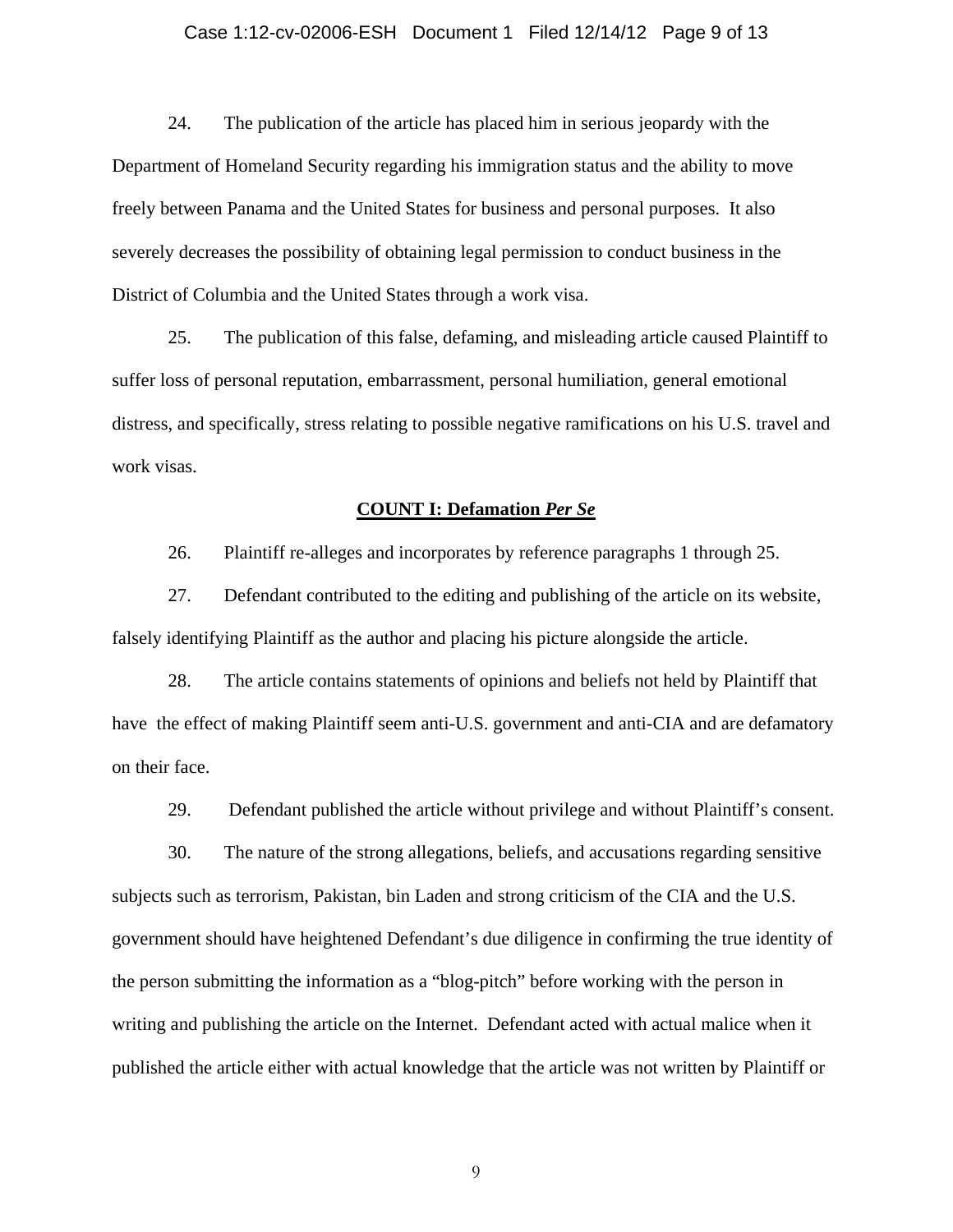24. The publication of the article has placed him in serious jeopardy with the Department of Homeland Security regarding his immigration status and the ability to move freely between Panama and the United States for business and personal purposes. It also severely decreases the possibility of obtaining legal permission to conduct business in the District of Columbia and the United States through a work visa.

25. The publication of this false, defaming, and misleading article caused Plaintiff to suffer loss of personal reputation, embarrassment, personal humiliation, general emotional distress, and specifically, stress relating to possible negative ramifications on his U.S. travel and work visas.

**COUNT I: Defamation *Per Se***

26. Plaintiff re-alleges and incorporates by reference paragraphs 1 through 25.

27. Defendant contributed to the editing and publishing of the article on its website, falsely identifying Plaintiff as the author and placing his picture alongside the article.

28. The article contains statements of opinions and beliefs not held by Plaintiff that have the effect of making Plaintiff seem anti-U.S. government and anti-CIA and are defamatory on their face.

29. Defendant published the article without privilege and without Plaintiff's consent.

30. The nature of the strong allegations, beliefs, and accusations regarding sensitive subjects such as terrorism, Pakistan, bin Laden and strong criticism of the CIA and the U.S. government should have heightened Defendant's due diligence in confirming the true identity of the person submitting the information as a "blog-pitch" before working with the person in writing and publishing the article on the Internet. Defendant acted with actual malice when it published the article either with actual knowledge that the article was not written by Plaintiff or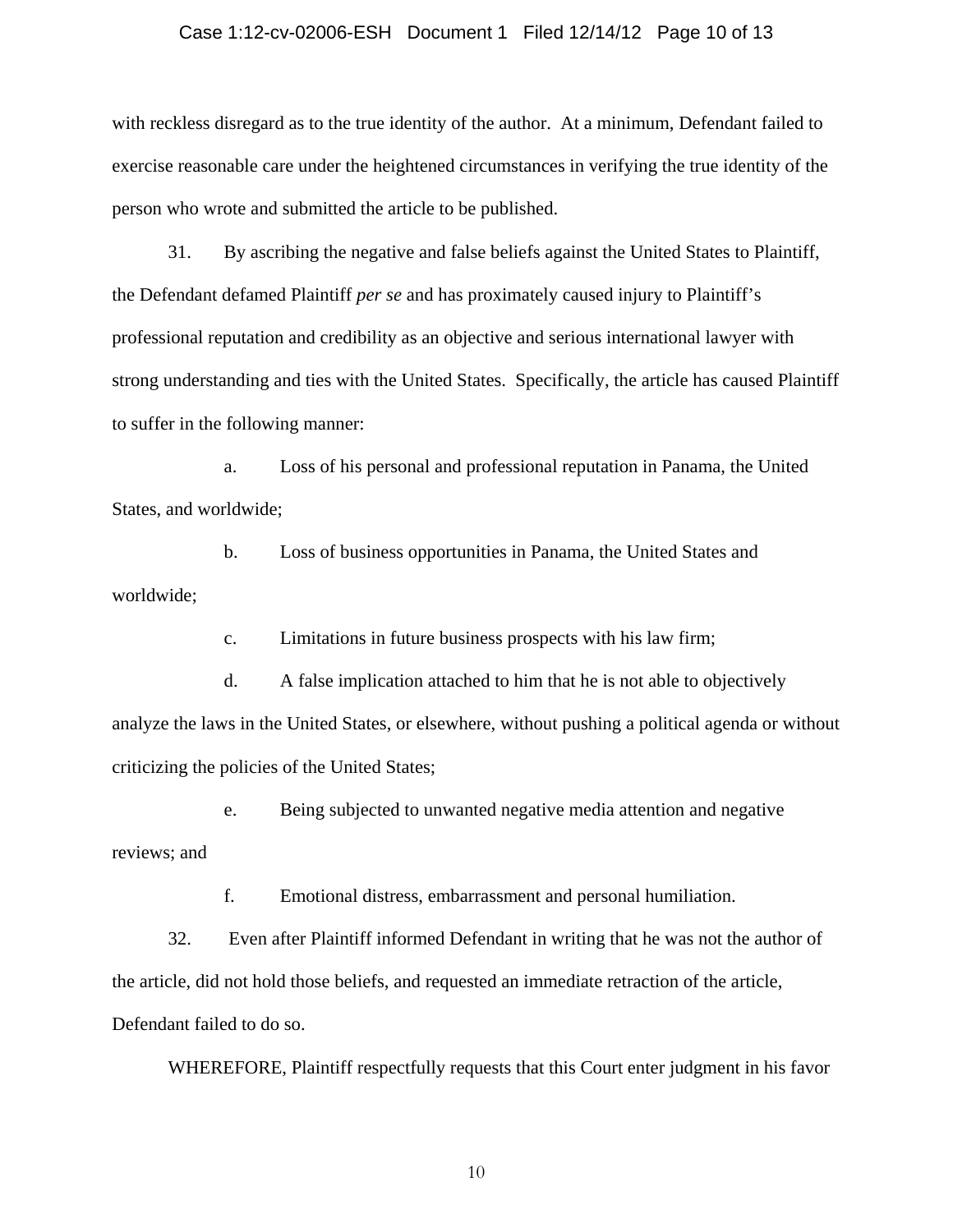with reckless disregard as to the true identity of the author. At a minimum, Defendant failed to exercise reasonable care under the heightened circumstances in verifying the true identity of the person who wrote and submitted the article to be published.

31. By ascribing the negative and false beliefs against the United States to Plaintiff, the Defendant defamed Plaintiff *per se* and has proximately caused injury to Plaintiff's professional reputation and credibility as an objective and serious international lawyer with strong understanding and ties with the United States. Specifically, the article has caused Plaintiff to suffer in the following manner:

a. Loss of his personal and professional reputation in Panama, the United States, and worldwide;

b. Loss of business opportunities in Panama, the United States and worldwide;

c. Limitations in future business prospects with his law firm;

d. A false implication attached to him that he is not able to objectively analyze the laws in the United States, or elsewhere, without pushing a political agenda or without criticizing the policies of the United States;

e. Being subjected to unwanted negative media attention and negative reviews; and

f. Emotional distress, embarrassment and personal humiliation.

32. Even after Plaintiff informed Defendant in writing that he was not the author of the article, did not hold those beliefs, and requested an immediate retraction of the article, Defendant failed to do so.

WHEREFORE, Plaintiff respectfully requests that this Court enter judgment in his favor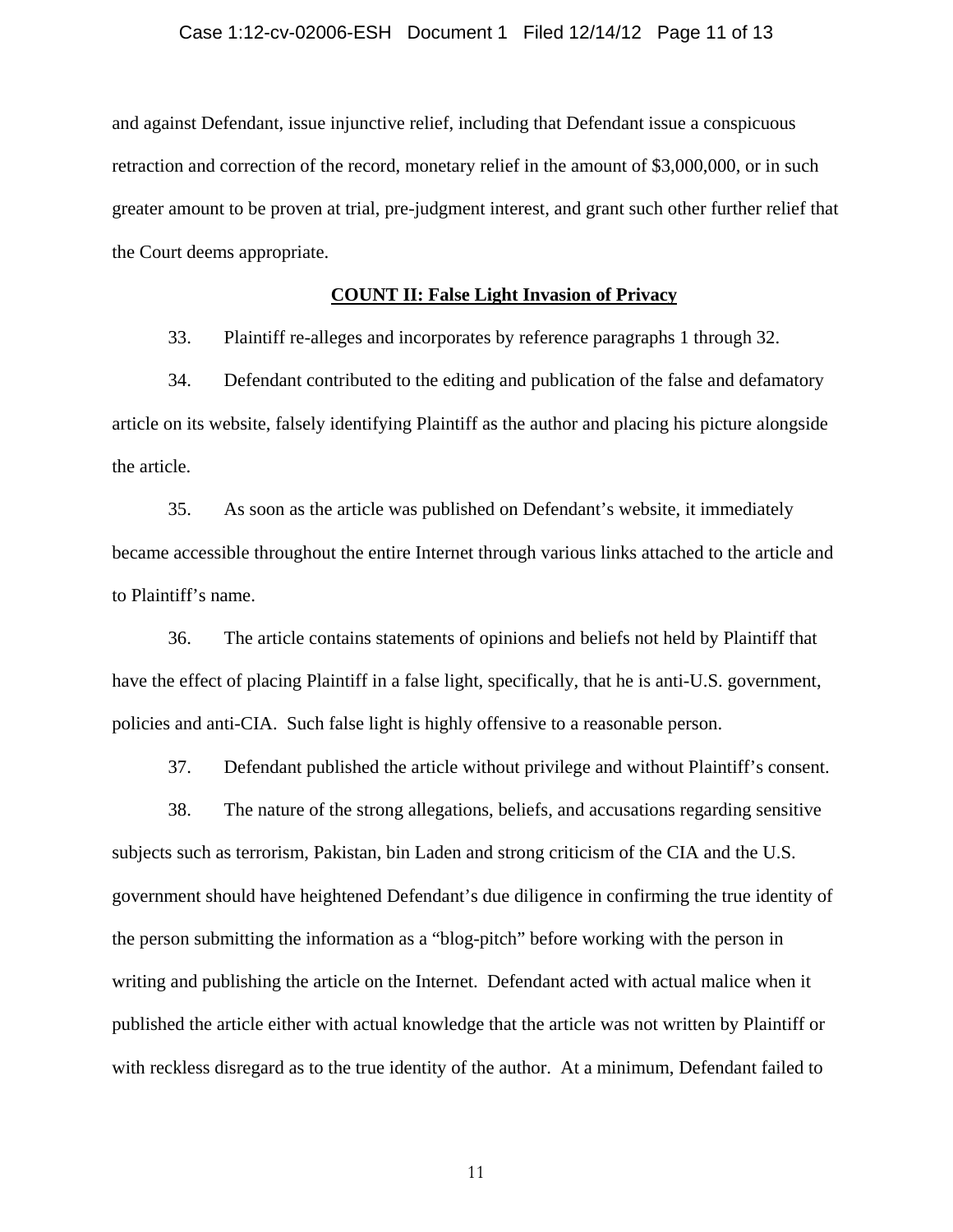and against Defendant, issue injunctive relief, including that Defendant issue a conspicuous retraction and correction of the record, monetary relief in the amount of $3,000,000, or in such greater amount to be proven at trial, pre-judgment interest, and grant such other further relief that the Court deems appropriate.

**COUNT II: False Light Invasion of Privacy**

33. Plaintiff re-alleges and incorporates by reference paragraphs 1 through 32.

34. Defendant contributed to the editing and publication of the false and defamatory article on its website, falsely identifying Plaintiff as the author and placing his picture alongside the article.

35. As soon as the article was published on Defendant's website, it immediately became accessible throughout the entire Internet through various links attached to the article and to Plaintiff's name.

36. The article contains statements of opinions and beliefs not held by Plaintiff that have the effect of placing Plaintiff in a false light, specifically, that he is anti-U.S. government, policies and anti-CIA. Such false light is highly offensive to a reasonable person.

37. Defendant published the article without privilege and without Plaintiff's consent.

38. The nature of the strong allegations, beliefs, and accusations regarding sensitive subjects such as terrorism, Pakistan, bin Laden and strong criticism of the CIA and the U.S. government should have heightened Defendant's due diligence in confirming the true identity of the person submitting the information as a "blog-pitch" before working with the person in writing and publishing the article on the Internet. Defendant acted with actual malice when it published the article either with actual knowledge that the article was not written by Plaintiff or with reckless disregard as to the true identity of the author. At a minimum, Defendant failed to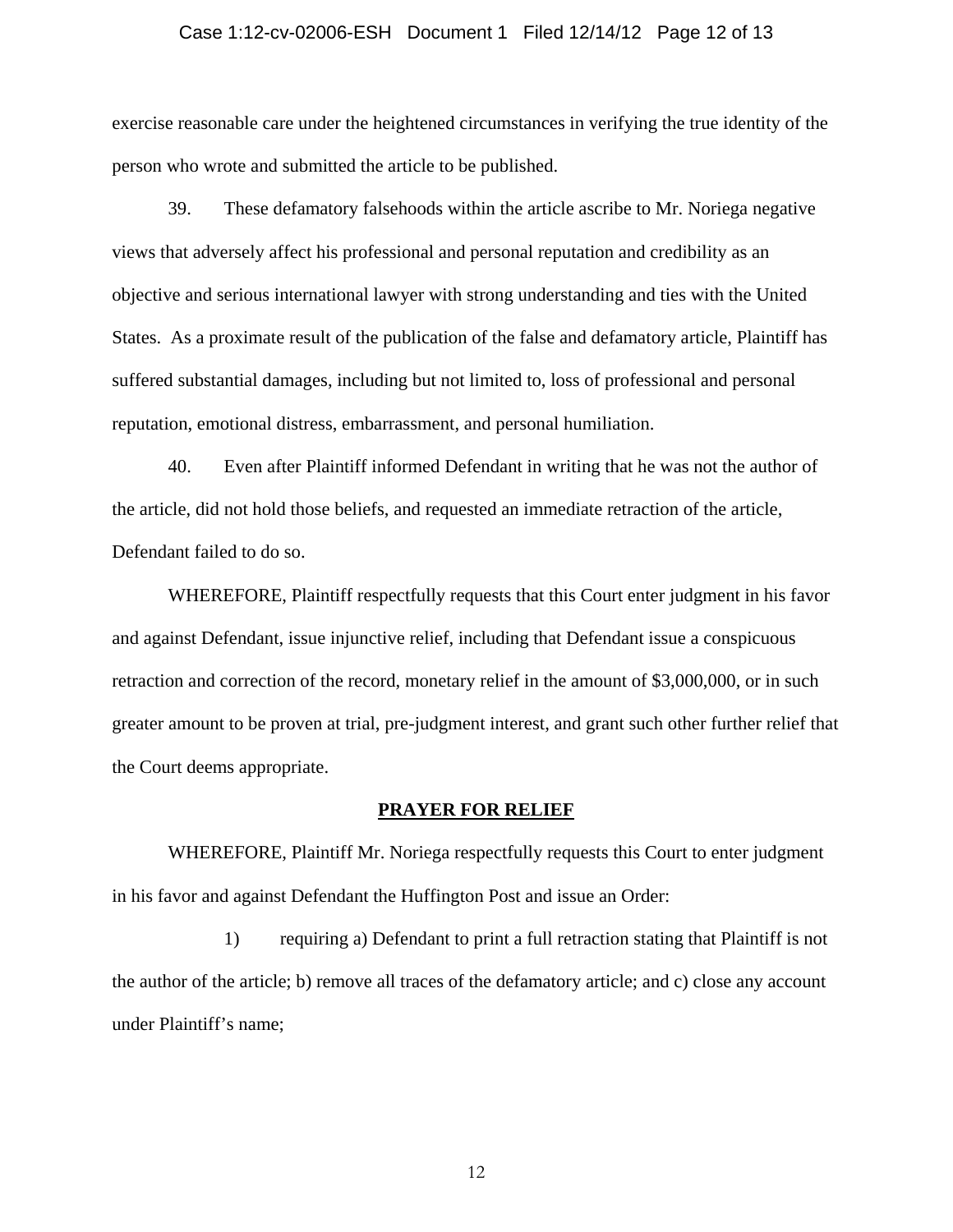exercise reasonable care under the heightened circumstances in verifying the true identity of the person who wrote and submitted the article to be published.

39. These defamatory falsehoods within the article ascribe to Mr. Noriega negative views that adversely affect his professional and personal reputation and credibility as an objective and serious international lawyer with strong understanding and ties with the United States. As a proximate result of the publication of the false and defamatory article, Plaintiff has suffered substantial damages, including but not limited to, loss of professional and personal reputation, emotional distress, embarrassment, and personal humiliation.

40. Even after Plaintiff informed Defendant in writing that he was not the author of the article, did not hold those beliefs, and requested an immediate retraction of the article, Defendant failed to do so.

WHEREFORE, Plaintiff respectfully requests that this Court enter judgment in his favor and against Defendant, issue injunctive relief, including that Defendant issue a conspicuous retraction and correction of the record, monetary relief in the amount of $3,000,000, or in such greater amount to be proven at trial, pre-judgment interest, and grant such other further relief that the Court deems appropriate.

## PRAYER FOR RELIEF

WHEREFORE, Plaintiff Mr. Noriega respectfully requests this Court to enter judgment in his favor and against Defendant the Huffington Post and issue an Order:

1) requiring a) Defendant to print a full retraction stating that Plaintiff is not the author of the article; b) remove all traces of the defamatory article; and c) close any account under Plaintiff's name;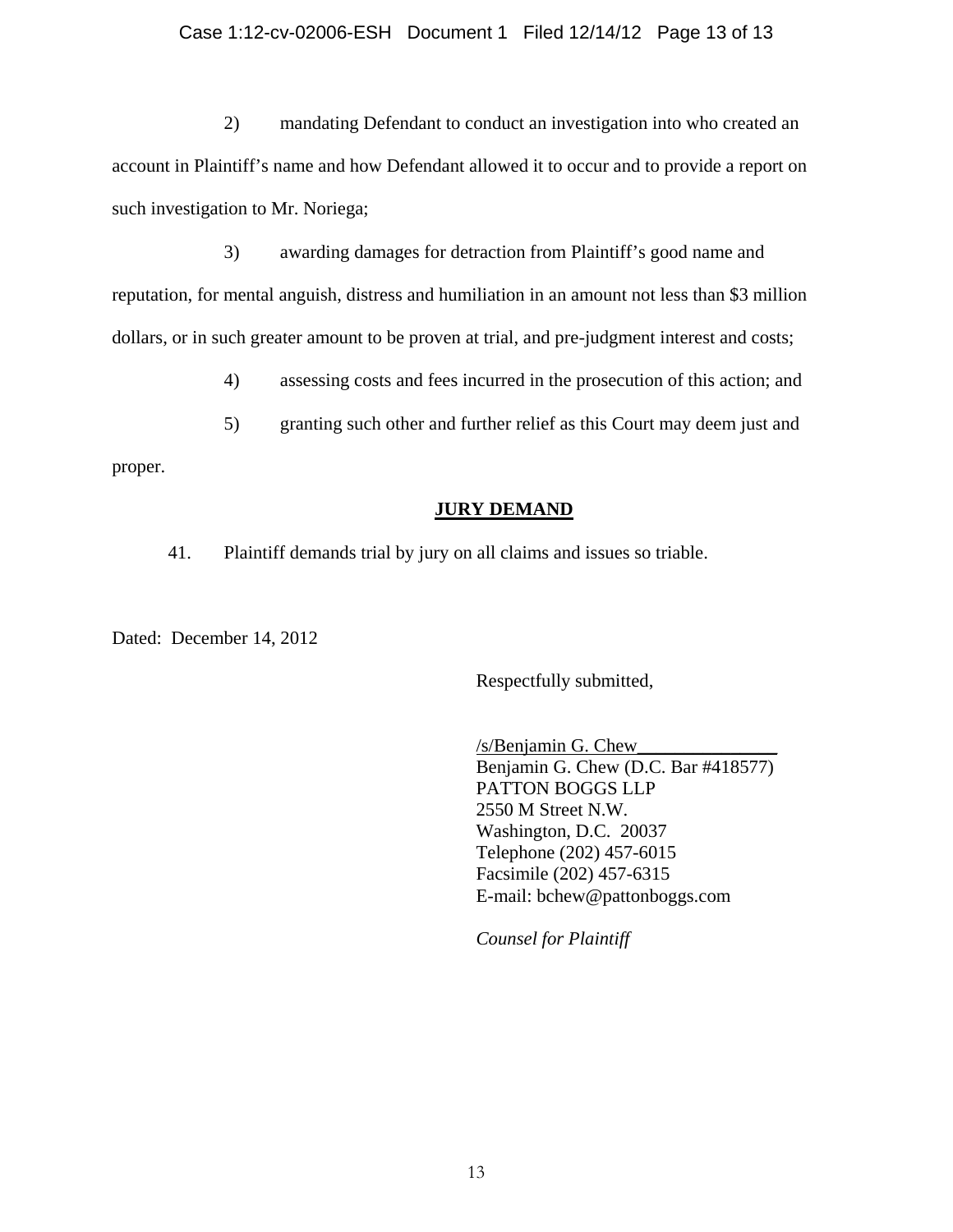2) mandating Defendant to conduct an investigation into who created an account in Plaintiff's name and how Defendant allowed it to occur and to provide a report on such investigation to Mr. Noriega;

3) awarding damages for detraction from Plaintiff's good name and reputation, for mental anguish, distress and humiliation in an amount not less than $3 million dollars, or in such greater amount to be proven at trial, and pre-judgment interest and costs;

4) assessing costs and fees incurred in the prosecution of this action; and

5) granting such other and further relief as this Court may deem just and proper.

**JURY DEMAND**

41. Plaintiff demands trial by jury on all claims and issues so triable.

Dated: December 14, 2012

Respectfully submitted,

/s/Benjamin G. Chew
Benjamin G. Chew (D.C. Bar #418577)
PATTON BOGGS LLP
2550 M Street N.W.
Washington, D.C. 20037
Telephone (202) 457-6015
Facsimile (202) 457-6315
E-mail: bchew@pattonboggs.com

*Counsel for Plaintiff*